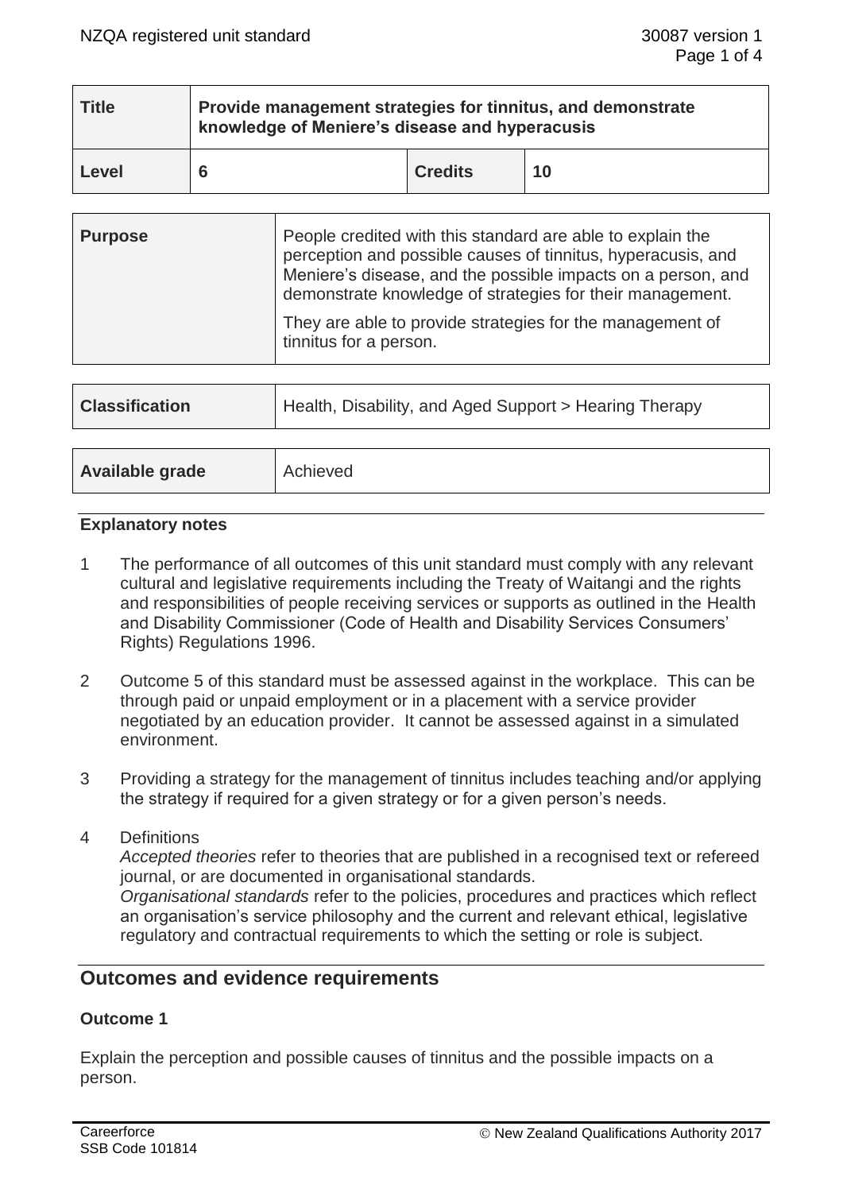| Title | Provide management strategies for tinnitus, and demonstrate knowledge of Meniere's disease and hyperacusis | | |
|---|---|---|---|
| Level | 6 | Credits | 10 |

| Purpose | People credited with this standard are able to explain the perception and possible causes of tinnitus, hyperacusis, and Meniere's disease, and the possible impacts on a person, and demonstrate knowledge of strategies for their management.<br><br>They are able to provide strategies for the management of tinnitus for a person. |
|---|---|

| Classification | Health, Disability, and Aged Support > Hearing Therapy |
|---|---|

| Available grade | Achieved |
|---|---|

### Explanatory notes

1. The performance of all outcomes of this unit standard must comply with any relevant cultural and legislative requirements including the Treaty of Waitangi and the rights and responsibilities of people receiving services or supports as outlined in the Health and Disability Commissioner (Code of Health and Disability Services Consumers' Rights) Regulations 1996.

2. Outcome 5 of this standard must be assessed against in the workplace. This can be through paid or unpaid employment or in a placement with a service provider negotiated by an education provider. It cannot be assessed against in a simulated environment.

3. Providing a strategy for the management of tinnitus includes teaching and/or applying the strategy if required for a given strategy or for a given person's needs.

4. Definitions
   *Accepted theories* refer to theories that are published in a recognised text or refereed journal, or are documented in organisational standards.
   *Organisational standards* refer to the policies, procedures and practices which reflect an organisation's service philosophy and the current and relevant ethical, legislative regulatory and contractual requirements to which the setting or role is subject.

## Outcomes and evidence requirements

### Outcome 1

Explain the perception and possible causes of tinnitus and the possible impacts on a person.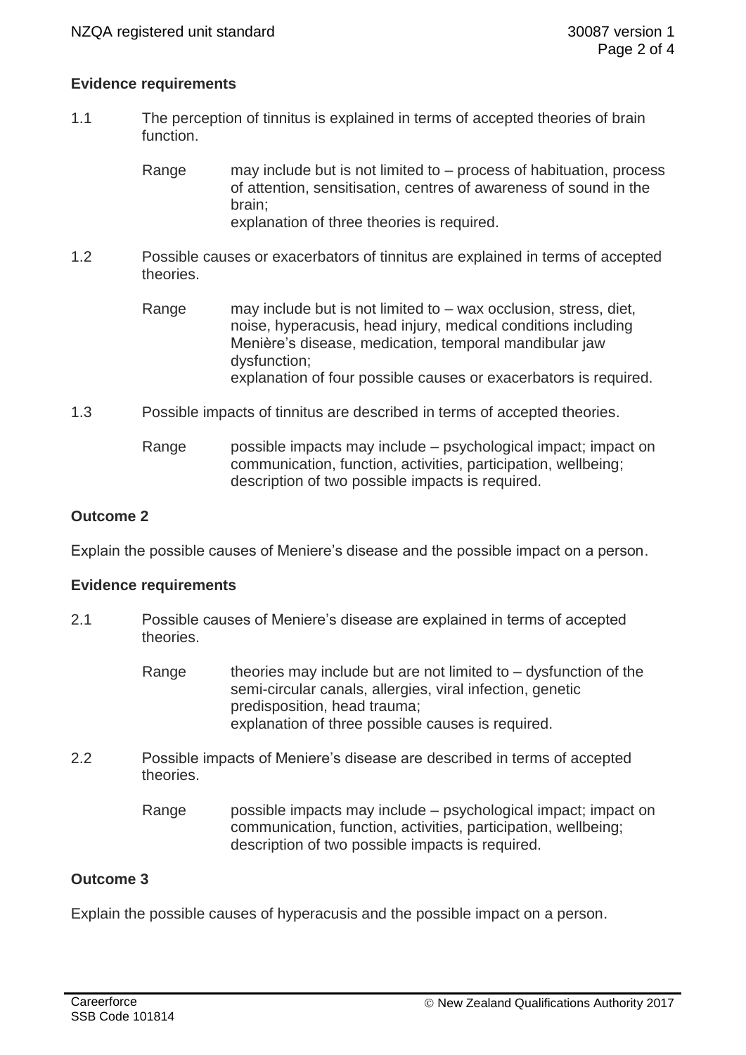**Evidence requirements**

1.1 The perception of tinnitus is explained in terms of accepted theories of brain function.

Range may include but is not limited to – process of habituation, process of attention, sensitisation, centres of awareness of sound in the brain;
explanation of three theories is required.

1.2 Possible causes or exacerbators of tinnitus are explained in terms of accepted theories.

Range may include but is not limited to – wax occlusion, stress, diet, noise, hyperacusis, head injury, medical conditions including Menière's disease, medication, temporal mandibular jaw dysfunction;
explanation of four possible causes or exacerbators is required.

1.3 Possible impacts of tinnitus are described in terms of accepted theories.

Range possible impacts may include – psychological impact; impact on communication, function, activities, participation, wellbeing;
description of two possible impacts is required.

**Outcome 2**

Explain the possible causes of Meniere's disease and the possible impact on a person.

**Evidence requirements**

2.1 Possible causes of Meniere's disease are explained in terms of accepted theories.

Range theories may include but are not limited to – dysfunction of the semi-circular canals, allergies, viral infection, genetic predisposition, head trauma;
explanation of three possible causes is required.

2.2 Possible impacts of Meniere's disease are described in terms of accepted theories.

Range possible impacts may include – psychological impact; impact on communication, function, activities, participation, wellbeing;
description of two possible impacts is required.

**Outcome 3**

Explain the possible causes of hyperacusis and the possible impact on a person.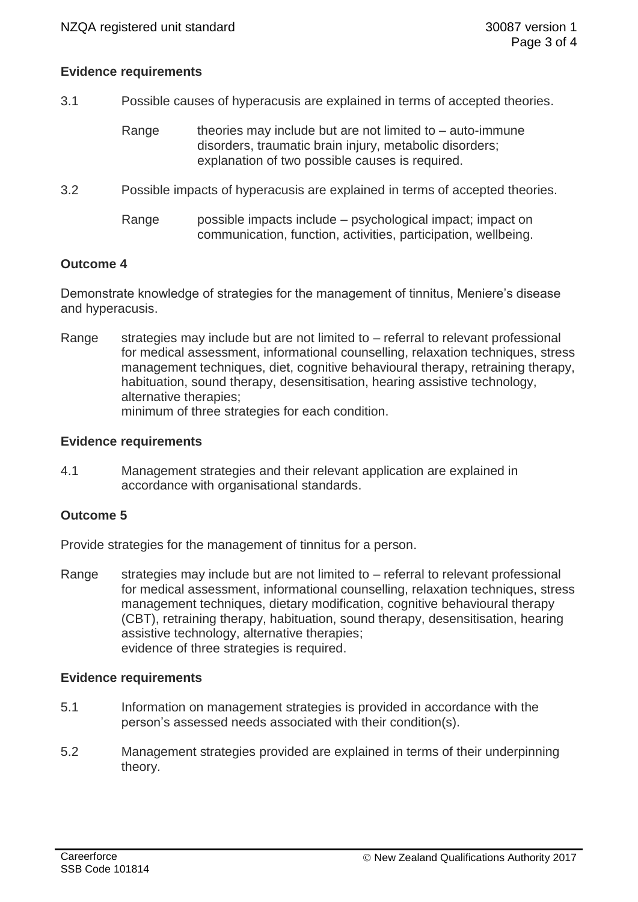### Evidence requirements

3.1 Possible causes of hyperacusis are explained in terms of accepted theories.

Range theories may include but are not limited to – auto-immune disorders, traumatic brain injury, metabolic disorders; explanation of two possible causes is required.

3.2 Possible impacts of hyperacusis are explained in terms of accepted theories.

Range possible impacts include – psychological impact; impact on communication, function, activities, participation, wellbeing.

## Outcome 4

Demonstrate knowledge of strategies for the management of tinnitus, Meniere's disease and hyperacusis.

Range strategies may include but are not limited to – referral to relevant professional for medical assessment, informational counselling, relaxation techniques, stress management techniques, diet, cognitive behavioural therapy, retraining therapy, habituation, sound therapy, desensitisation, hearing assistive technology, alternative therapies;
minimum of three strategies for each condition.

### Evidence requirements

4.1 Management strategies and their relevant application are explained in accordance with organisational standards.

## Outcome 5

Provide strategies for the management of tinnitus for a person.

Range strategies may include but are not limited to – referral to relevant professional for medical assessment, informational counselling, relaxation techniques, stress management techniques, dietary modification, cognitive behavioural therapy (CBT), retraining therapy, habituation, sound therapy, desensitisation, hearing assistive technology, alternative therapies;
evidence of three strategies is required.

### Evidence requirements

5.1 Information on management strategies is provided in accordance with the person's assessed needs associated with their condition(s).

5.2 Management strategies provided are explained in terms of their underpinning theory.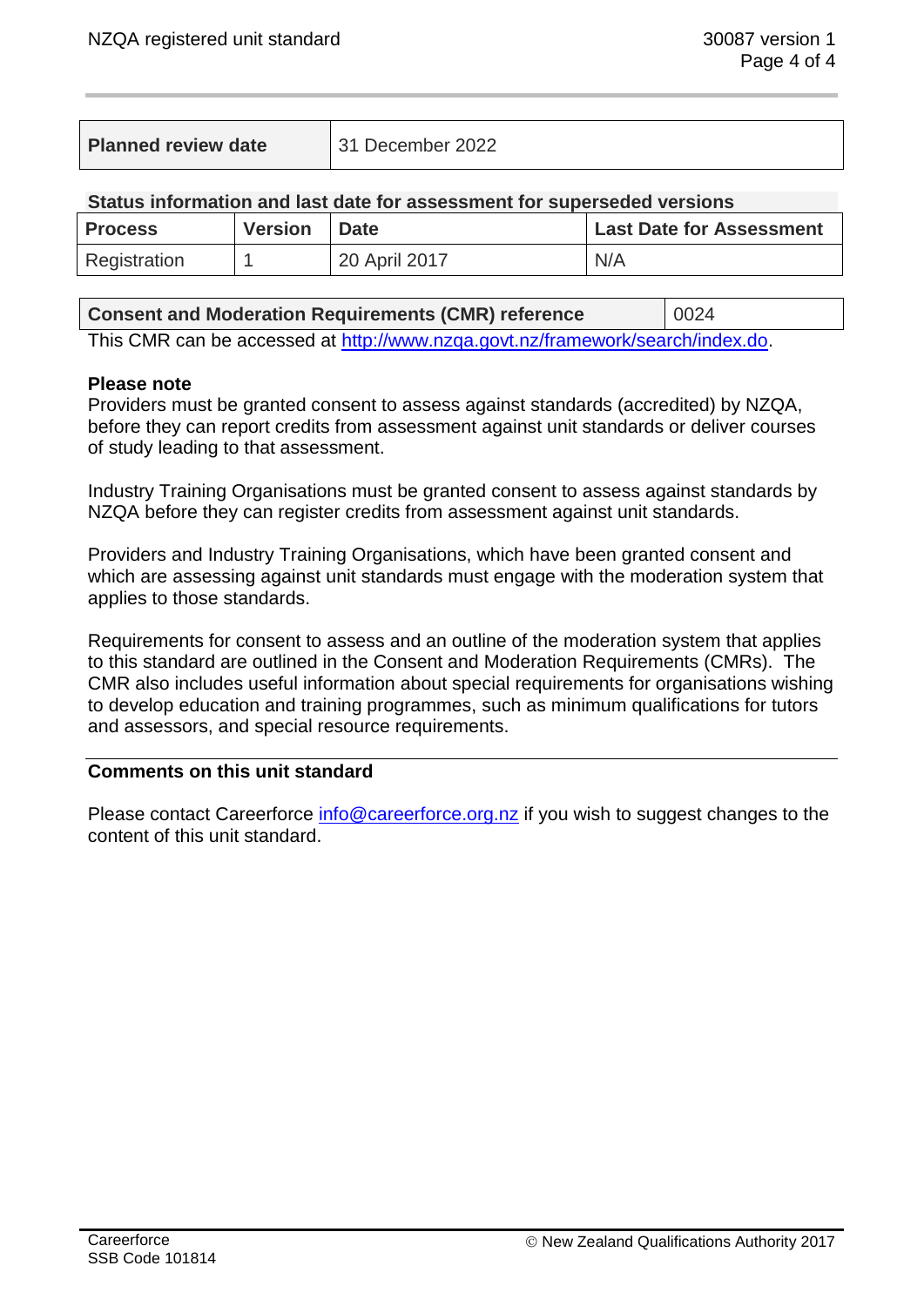| | |
|---|---|
| **Planned review date** | 31 December 2022 |

**Status information and last date for assessment for superseded versions**

| Process | Version | Date | Last Date for Assessment |
|---|---|---|---|
| Registration | 1 | 20 April 2017 | N/A |

| | |
|---|---|
| **Consent and Moderation Requirements (CMR) reference** | 0024 |

This CMR can be accessed at http://www.nzqa.govt.nz/framework/search/index.do.

**Please note**

Providers must be granted consent to assess against standards (accredited) by NZQA, before they can report credits from assessment against unit standards or deliver courses of study leading to that assessment.

Industry Training Organisations must be granted consent to assess against standards by NZQA before they can register credits from assessment against unit standards.

Providers and Industry Training Organisations, which have been granted consent and which are assessing against unit standards must engage with the moderation system that applies to those standards.

Requirements for consent to assess and an outline of the moderation system that applies to this standard are outlined in the Consent and Moderation Requirements (CMRs). The CMR also includes useful information about special requirements for organisations wishing to develop education and training programmes, such as minimum qualifications for tutors and assessors, and special resource requirements.

**Comments on this unit standard**

Please contact Careerforce info@careerforce.org.nz if you wish to suggest changes to the content of this unit standard.